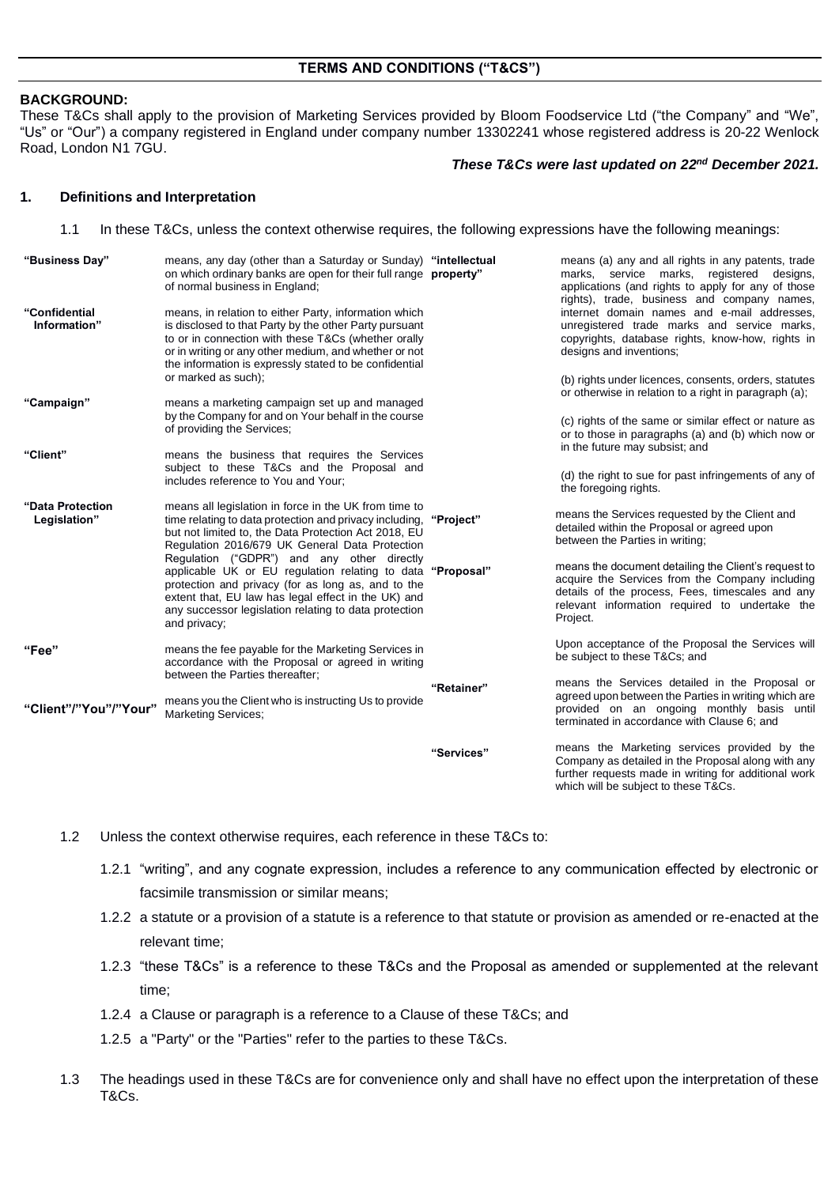## TERMS AND CONDITIONS ("T&CS")

**BACKGROUND:**

These T&Cs shall apply to the provision of Marketing Services provided by Bloom Foodservice Ltd ("the Company" and "We", "Us" or "Our") a company registered in England under company number 13302241 whose registered address is 20-22 Wenlock Road, London N1 7GU.

***These T&Cs were last updated on 22nd December 2021.***

### 1. Definitions and Interpretation

1.1 In these T&Cs, unless the context otherwise requires, the following expressions have the following meanings:

| | |
|---|---|
| **"Business Day"** | means, any day (other than a Saturday or Sunday) on which ordinary banks are open for their full range of normal business in England; |
| **"Confidential Information"** | means, in relation to either Party, information which is disclosed to that Party by the other Party pursuant to or in connection with these T&Cs (whether orally or in writing or any other medium, and whether or not the information is expressly stated to be confidential or marked as such); |
| **"Campaign"** | means a marketing campaign set up and managed by the Company for and on Your behalf in the course of providing the Services; |
| **"Client"** | means the business that requires the Services subject to these T&Cs and the Proposal and includes reference to You and Your; |
| **"Data Protection Legislation"** | means all legislation in force in the UK from time to time relating to data protection and privacy including, but not limited to, the Data Protection Act 2018, EU Regulation 2016/679 UK General Data Protection Regulation ("GDPR") and any other directly applicable UK or EU regulation relating to data protection and privacy (for as long as, and to the extent that, EU law has legal effect in the UK) and any successor legislation relating to data protection and privacy; |
| **"Fee"** | means the fee payable for the Marketing Services in accordance with the Proposal or agreed in writing between the Parties thereafter; |
| **"Client"/"You"/"Your"** | means you the Client who is instructing Us to provide Marketing Services; |
| **"intellectual property"** | means (a) any and all rights in any patents, trade marks, service marks, registered designs, applications (and rights to apply for any of those rights), trade, business and company names, internet domain names and e-mail addresses, unregistered trade marks and service marks, copyrights, database rights, know-how, rights in designs and inventions;<br><br>(b) rights under licences, consents, orders, statutes or otherwise in relation to a right in paragraph (a);<br><br>(c) rights of the same or similar effect or nature as or to those in paragraphs (a) and (b) which now or in the future may subsist; and<br><br>(d) the right to sue for past infringements of any of the foregoing rights. |
| **"Project"** | means the Services requested by the Client and detailed within the Proposal or agreed upon between the Parties in writing; |
| **"Proposal"** | means the document detailing the Client's request to acquire the Services from the Company including details of the process, Fees, timescales and any relevant information required to undertake the Project.<br><br>Upon acceptance of the Proposal the Services will be subject to these T&Cs; and |
| **"Retainer"** | means the Services detailed in the Proposal or agreed upon between the Parties in writing which are provided on an ongoing monthly basis until terminated in accordance with Clause 6; and |
| **"Services"** | means the Marketing services provided by the Company as detailed in the Proposal along with any further requests made in writing for additional work which will be subject to these T&Cs. |

1.2 Unless the context otherwise requires, each reference in these T&Cs to:

1.2.1 "writing", and any cognate expression, includes a reference to any communication effected by electronic or facsimile transmission or similar means;

1.2.2 a statute or a provision of a statute is a reference to that statute or provision as amended or re-enacted at the relevant time;

1.2.3 "these T&Cs" is a reference to these T&Cs and the Proposal as amended or supplemented at the relevant time;

1.2.4 a Clause or paragraph is a reference to a Clause of these T&Cs; and

1.2.5 a "Party" or the "Parties" refer to the parties to these T&Cs.

1.3 The headings used in these T&Cs are for convenience only and shall have no effect upon the interpretation of these T&Cs.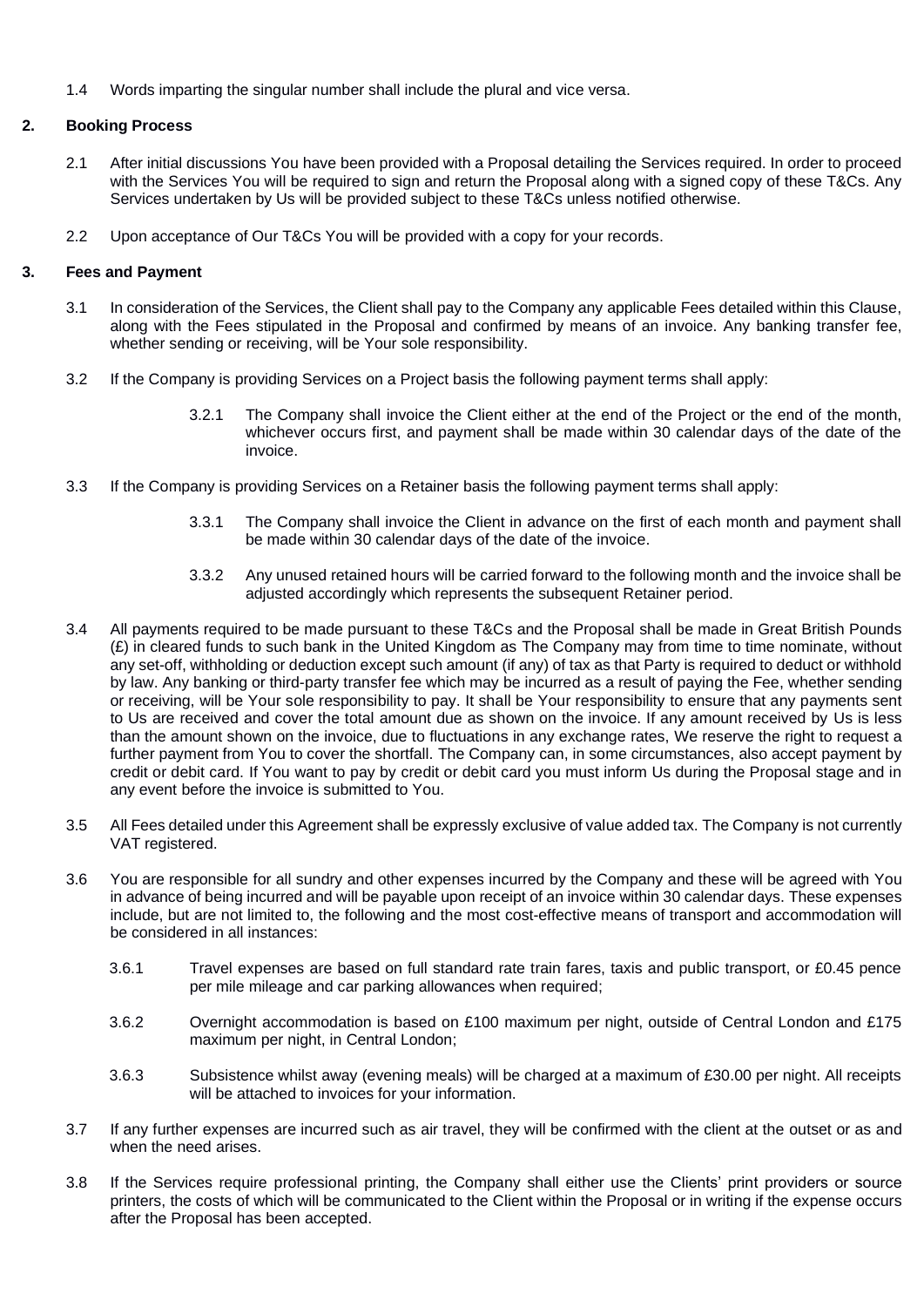1.4 Words imparting the singular number shall include the plural and vice versa.

## 2. Booking Process

2.1 After initial discussions You have been provided with a Proposal detailing the Services required. In order to proceed with the Services You will be required to sign and return the Proposal along with a signed copy of these T&Cs. Any Services undertaken by Us will be provided subject to these T&Cs unless notified otherwise.

2.2 Upon acceptance of Our T&Cs You will be provided with a copy for your records.

## 3. Fees and Payment

3.1 In consideration of the Services, the Client shall pay to the Company any applicable Fees detailed within this Clause, along with the Fees stipulated in the Proposal and confirmed by means of an invoice. Any banking transfer fee, whether sending or receiving, will be Your sole responsibility.

3.2 If the Company is providing Services on a Project basis the following payment terms shall apply:

3.2.1 The Company shall invoice the Client either at the end of the Project or the end of the month, whichever occurs first, and payment shall be made within 30 calendar days of the date of the invoice.

3.3 If the Company is providing Services on a Retainer basis the following payment terms shall apply:

3.3.1 The Company shall invoice the Client in advance on the first of each month and payment shall be made within 30 calendar days of the date of the invoice.

3.3.2 Any unused retained hours will be carried forward to the following month and the invoice shall be adjusted accordingly which represents the subsequent Retainer period.

3.4 All payments required to be made pursuant to these T&Cs and the Proposal shall be made in Great British Pounds (£) in cleared funds to such bank in the United Kingdom as The Company may from time to time nominate, without any set-off, withholding or deduction except such amount (if any) of tax as that Party is required to deduct or withhold by law. Any banking or third-party transfer fee which may be incurred as a result of paying the Fee, whether sending or receiving, will be Your sole responsibility to pay. It shall be Your responsibility to ensure that any payments sent to Us are received and cover the total amount due as shown on the invoice. If any amount received by Us is less than the amount shown on the invoice, due to fluctuations in any exchange rates, We reserve the right to request a further payment from You to cover the shortfall. The Company can, in some circumstances, also accept payment by credit or debit card. If You want to pay by credit or debit card you must inform Us during the Proposal stage and in any event before the invoice is submitted to You.

3.5 All Fees detailed under this Agreement shall be expressly exclusive of value added tax. The Company is not currently VAT registered.

3.6 You are responsible for all sundry and other expenses incurred by the Company and these will be agreed with You in advance of being incurred and will be payable upon receipt of an invoice within 30 calendar days. These expenses include, but are not limited to, the following and the most cost-effective means of transport and accommodation will be considered in all instances:

3.6.1 Travel expenses are based on full standard rate train fares, taxis and public transport, or £0.45 pence per mile mileage and car parking allowances when required;

3.6.2 Overnight accommodation is based on £100 maximum per night, outside of Central London and £175 maximum per night, in Central London;

3.6.3 Subsistence whilst away (evening meals) will be charged at a maximum of £30.00 per night. All receipts will be attached to invoices for your information.

3.7 If any further expenses are incurred such as air travel, they will be confirmed with the client at the outset or as and when the need arises.

3.8 If the Services require professional printing, the Company shall either use the Clients' print providers or source printers, the costs of which will be communicated to the Client within the Proposal or in writing if the expense occurs after the Proposal has been accepted.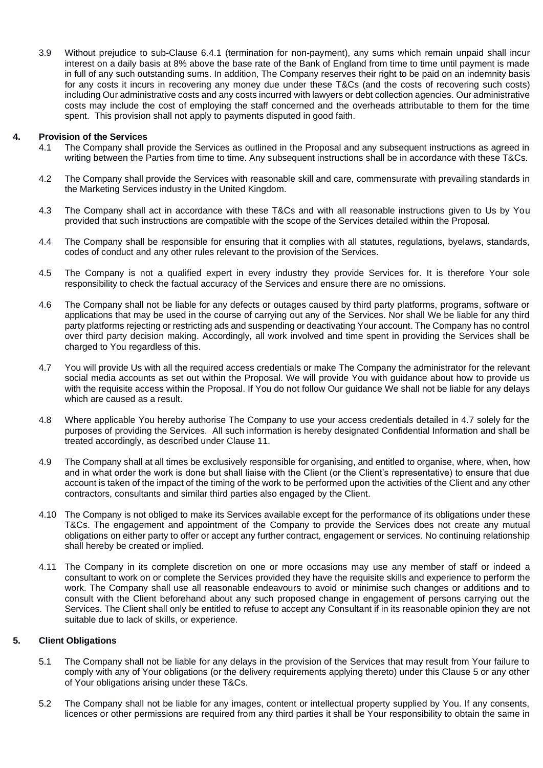3.9 Without prejudice to sub-Clause 6.4.1 (termination for non-payment), any sums which remain unpaid shall incur interest on a daily basis at 8% above the base rate of the Bank of England from time to time until payment is made in full of any such outstanding sums. In addition, The Company reserves their right to be paid on an indemnity basis for any costs it incurs in recovering any money due under these T&Cs (and the costs of recovering such costs) including Our administrative costs and any costs incurred with lawyers or debt collection agencies. Our administrative costs may include the cost of employing the staff concerned and the overheads attributable to them for the time spent. This provision shall not apply to payments disputed in good faith.

## 4. Provision of the Services

4.1 The Company shall provide the Services as outlined in the Proposal and any subsequent instructions as agreed in writing between the Parties from time to time. Any subsequent instructions shall be in accordance with these T&Cs.

4.2 The Company shall provide the Services with reasonable skill and care, commensurate with prevailing standards in the Marketing Services industry in the United Kingdom.

4.3 The Company shall act in accordance with these T&Cs and with all reasonable instructions given to Us by You provided that such instructions are compatible with the scope of the Services detailed within the Proposal.

4.4 The Company shall be responsible for ensuring that it complies with all statutes, regulations, byelaws, standards, codes of conduct and any other rules relevant to the provision of the Services.

4.5 The Company is not a qualified expert in every industry they provide Services for. It is therefore Your sole responsibility to check the factual accuracy of the Services and ensure there are no omissions.

4.6 The Company shall not be liable for any defects or outages caused by third party platforms, programs, software or applications that may be used in the course of carrying out any of the Services. Nor shall We be liable for any third party platforms rejecting or restricting ads and suspending or deactivating Your account. The Company has no control over third party decision making. Accordingly, all work involved and time spent in providing the Services shall be charged to You regardless of this.

4.7 You will provide Us with all the required access credentials or make The Company the administrator for the relevant social media accounts as set out within the Proposal. We will provide You with guidance about how to provide us with the requisite access within the Proposal. If You do not follow Our guidance We shall not be liable for any delays which are caused as a result.

4.8 Where applicable You hereby authorise The Company to use your access credentials detailed in 4.7 solely for the purposes of providing the Services. All such information is hereby designated Confidential Information and shall be treated accordingly, as described under Clause 11.

4.9 The Company shall at all times be exclusively responsible for organising, and entitled to organise, where, when, how and in what order the work is done but shall liaise with the Client (or the Client's representative) to ensure that due account is taken of the impact of the timing of the work to be performed upon the activities of the Client and any other contractors, consultants and similar third parties also engaged by the Client.

4.10 The Company is not obliged to make its Services available except for the performance of its obligations under these T&Cs. The engagement and appointment of the Company to provide the Services does not create any mutual obligations on either party to offer or accept any further contract, engagement or services. No continuing relationship shall hereby be created or implied.

4.11 The Company in its complete discretion on one or more occasions may use any member of staff or indeed a consultant to work on or complete the Services provided they have the requisite skills and experience to perform the work. The Company shall use all reasonable endeavours to avoid or minimise such changes or additions and to consult with the Client beforehand about any such proposed change in engagement of persons carrying out the Services. The Client shall only be entitled to refuse to accept any Consultant if in its reasonable opinion they are not suitable due to lack of skills, or experience.

## 5. Client Obligations

5.1 The Company shall not be liable for any delays in the provision of the Services that may result from Your failure to comply with any of Your obligations (or the delivery requirements applying thereto) under this Clause 5 or any other of Your obligations arising under these T&Cs.

5.2 The Company shall not be liable for any images, content or intellectual property supplied by You. If any consents, licences or other permissions are required from any third parties it shall be Your responsibility to obtain the same in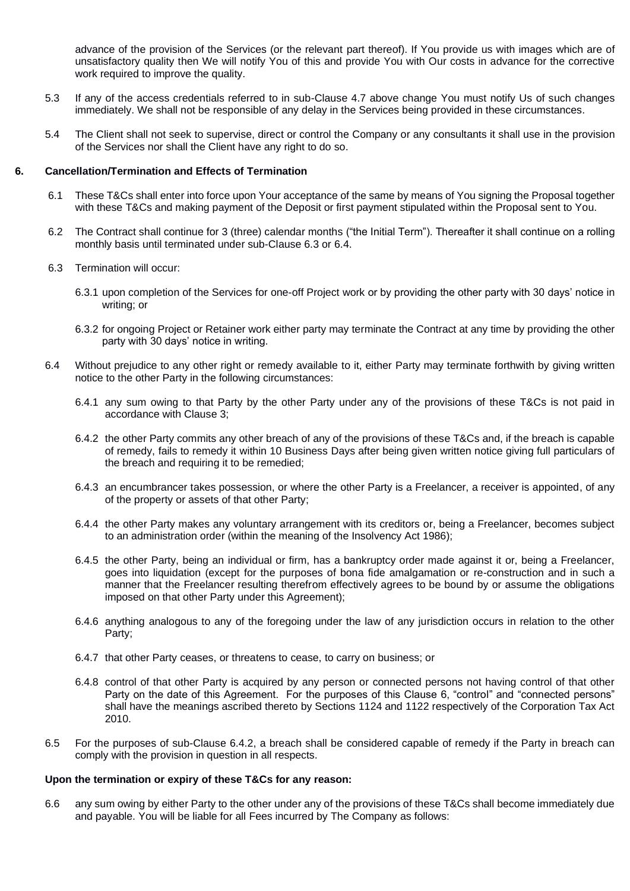advance of the provision of the Services (or the relevant part thereof). If You provide us with images which are of unsatisfactory quality then We will notify You of this and provide You with Our costs in advance for the corrective work required to improve the quality.

5.3 If any of the access credentials referred to in sub-Clause 4.7 above change You must notify Us of such changes immediately. We shall not be responsible of any delay in the Services being provided in these circumstances.

5.4 The Client shall not seek to supervise, direct or control the Company or any consultants it shall use in the provision of the Services nor shall the Client have any right to do so.

## 6. Cancellation/Termination and Effects of Termination

6.1 These T&Cs shall enter into force upon Your acceptance of the same by means of You signing the Proposal together with these T&Cs and making payment of the Deposit or first payment stipulated within the Proposal sent to You.

6.2 The Contract shall continue for 3 (three) calendar months ("the Initial Term"). Thereafter it shall continue on a rolling monthly basis until terminated under sub-Clause 6.3 or 6.4.

6.3 Termination will occur:

6.3.1 upon completion of the Services for one-off Project work or by providing the other party with 30 days' notice in writing; or

6.3.2 for ongoing Project or Retainer work either party may terminate the Contract at any time by providing the other party with 30 days' notice in writing.

6.4 Without prejudice to any other right or remedy available to it, either Party may terminate forthwith by giving written notice to the other Party in the following circumstances:

6.4.1 any sum owing to that Party by the other Party under any of the provisions of these T&Cs is not paid in accordance with Clause 3;

6.4.2 the other Party commits any other breach of any of the provisions of these T&Cs and, if the breach is capable of remedy, fails to remedy it within 10 Business Days after being given written notice giving full particulars of the breach and requiring it to be remedied;

6.4.3 an encumbrancer takes possession, or where the other Party is a Freelancer, a receiver is appointed, of any of the property or assets of that other Party;

6.4.4 the other Party makes any voluntary arrangement with its creditors or, being a Freelancer, becomes subject to an administration order (within the meaning of the Insolvency Act 1986);

6.4.5 the other Party, being an individual or firm, has a bankruptcy order made against it or, being a Freelancer, goes into liquidation (except for the purposes of bona fide amalgamation or re-construction and in such a manner that the Freelancer resulting therefrom effectively agrees to be bound by or assume the obligations imposed on that other Party under this Agreement);

6.4.6 anything analogous to any of the foregoing under the law of any jurisdiction occurs in relation to the other Party;

6.4.7 that other Party ceases, or threatens to cease, to carry on business; or

6.4.8 control of that other Party is acquired by any person or connected persons not having control of that other Party on the date of this Agreement. For the purposes of this Clause 6, "control" and "connected persons" shall have the meanings ascribed thereto by Sections 1124 and 1122 respectively of the Corporation Tax Act 2010.

6.5 For the purposes of sub-Clause 6.4.2, a breach shall be considered capable of remedy if the Party in breach can comply with the provision in question in all respects.

**Upon the termination or expiry of these T&Cs for any reason:**

6.6 any sum owing by either Party to the other under any of the provisions of these T&Cs shall become immediately due and payable. You will be liable for all Fees incurred by The Company as follows: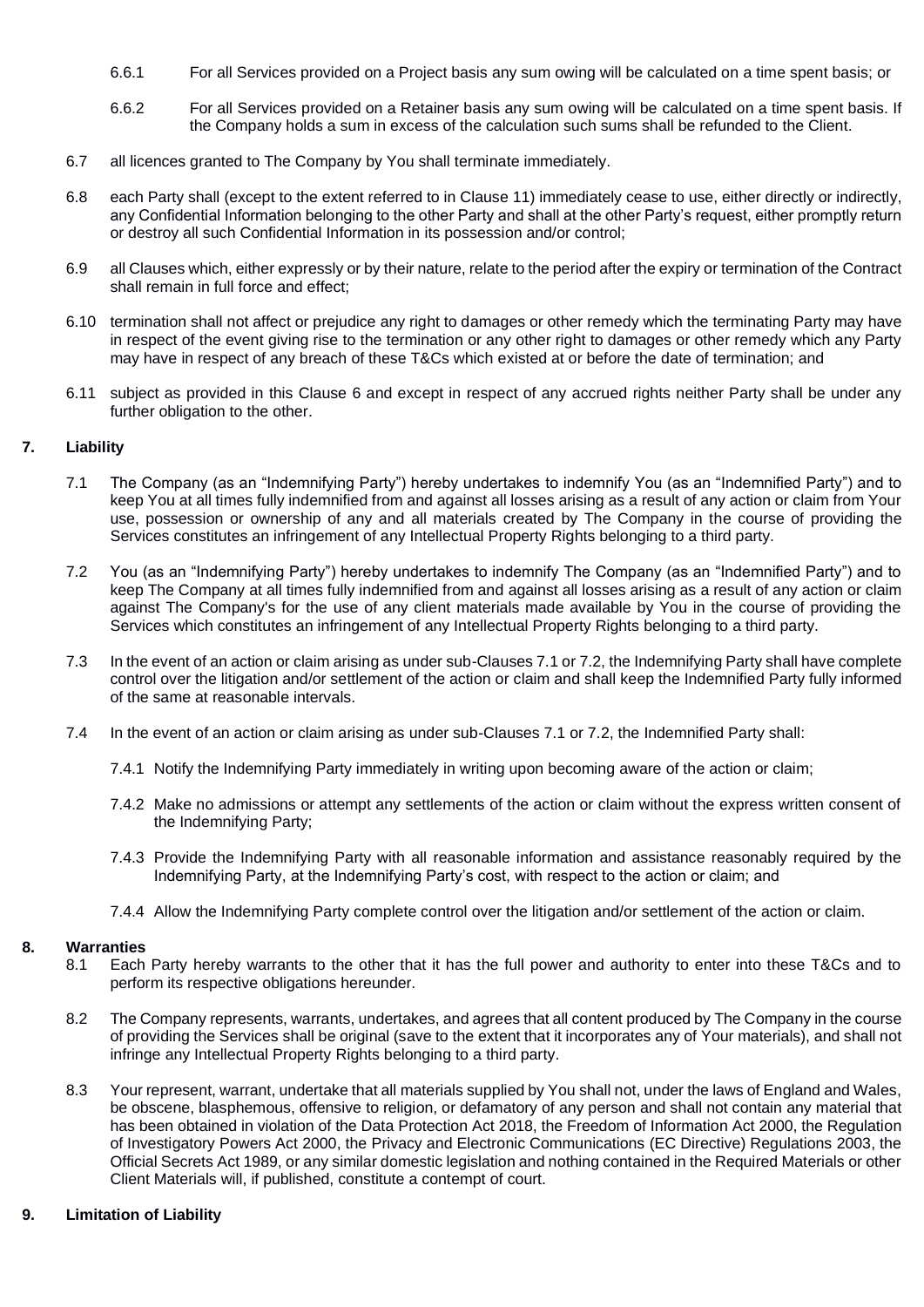6.6.1 For all Services provided on a Project basis any sum owing will be calculated on a time spent basis; or

6.6.2 For all Services provided on a Retainer basis any sum owing will be calculated on a time spent basis. If the Company holds a sum in excess of the calculation such sums shall be refunded to the Client.

6.7 all licences granted to The Company by You shall terminate immediately.

6.8 each Party shall (except to the extent referred to in Clause 11) immediately cease to use, either directly or indirectly, any Confidential Information belonging to the other Party and shall at the other Party's request, either promptly return or destroy all such Confidential Information in its possession and/or control;

6.9 all Clauses which, either expressly or by their nature, relate to the period after the expiry or termination of the Contract shall remain in full force and effect;

6.10 termination shall not affect or prejudice any right to damages or other remedy which the terminating Party may have in respect of the event giving rise to the termination or any other right to damages or other remedy which any Party may have in respect of any breach of these T&Cs which existed at or before the date of termination; and

6.11 subject as provided in this Clause 6 and except in respect of any accrued rights neither Party shall be under any further obligation to the other.

## 7. Liability

7.1 The Company (as an "Indemnifying Party") hereby undertakes to indemnify You (as an "Indemnified Party") and to keep You at all times fully indemnified from and against all losses arising as a result of any action or claim from Your use, possession or ownership of any and all materials created by The Company in the course of providing the Services constitutes an infringement of any Intellectual Property Rights belonging to a third party.

7.2 You (as an "Indemnifying Party") hereby undertakes to indemnify The Company (as an "Indemnified Party") and to keep The Company at all times fully indemnified from and against all losses arising as a result of any action or claim against The Company's for the use of any client materials made available by You in the course of providing the Services which constitutes an infringement of any Intellectual Property Rights belonging to a third party.

7.3 In the event of an action or claim arising as under sub-Clauses 7.1 or 7.2, the Indemnifying Party shall have complete control over the litigation and/or settlement of the action or claim and shall keep the Indemnified Party fully informed of the same at reasonable intervals.

7.4 In the event of an action or claim arising as under sub-Clauses 7.1 or 7.2, the Indemnified Party shall:

7.4.1 Notify the Indemnifying Party immediately in writing upon becoming aware of the action or claim;

7.4.2 Make no admissions or attempt any settlements of the action or claim without the express written consent of the Indemnifying Party;

7.4.3 Provide the Indemnifying Party with all reasonable information and assistance reasonably required by the Indemnifying Party, at the Indemnifying Party's cost, with respect to the action or claim; and

7.4.4 Allow the Indemnifying Party complete control over the litigation and/or settlement of the action or claim.

## 8. Warranties

8.1 Each Party hereby warrants to the other that it has the full power and authority to enter into these T&Cs and to perform its respective obligations hereunder.

8.2 The Company represents, warrants, undertakes, and agrees that all content produced by The Company in the course of providing the Services shall be original (save to the extent that it incorporates any of Your materials), and shall not infringe any Intellectual Property Rights belonging to a third party.

8.3 Your represent, warrant, undertake that all materials supplied by You shall not, under the laws of England and Wales, be obscene, blasphemous, offensive to religion, or defamatory of any person and shall not contain any material that has been obtained in violation of the Data Protection Act 2018, the Freedom of Information Act 2000, the Regulation of Investigatory Powers Act 2000, the Privacy and Electronic Communications (EC Directive) Regulations 2003, the Official Secrets Act 1989, or any similar domestic legislation and nothing contained in the Required Materials or other Client Materials will, if published, constitute a contempt of court.

## 9. Limitation of Liability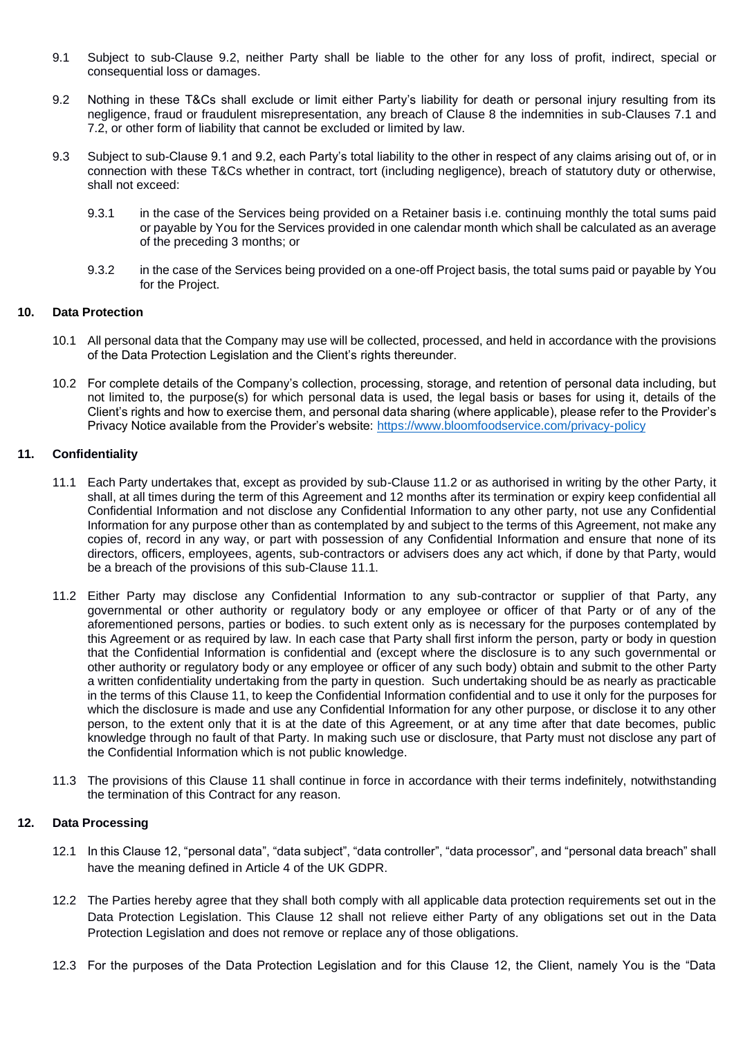9.1 Subject to sub-Clause 9.2, neither Party shall be liable to the other for any loss of profit, indirect, special or consequential loss or damages.

9.2 Nothing in these T&Cs shall exclude or limit either Party's liability for death or personal injury resulting from its negligence, fraud or fraudulent misrepresentation, any breach of Clause 8 the indemnities in sub-Clauses 7.1 and 7.2, or other form of liability that cannot be excluded or limited by law.

9.3 Subject to sub-Clause 9.1 and 9.2, each Party's total liability to the other in respect of any claims arising out of, or in connection with these T&Cs whether in contract, tort (including negligence), breach of statutory duty or otherwise, shall not exceed:

9.3.1 in the case of the Services being provided on a Retainer basis i.e. continuing monthly the total sums paid or payable by You for the Services provided in one calendar month which shall be calculated as an average of the preceding 3 months; or

9.3.2 in the case of the Services being provided on a one-off Project basis, the total sums paid or payable by You for the Project.

## 10. Data Protection

10.1 All personal data that the Company may use will be collected, processed, and held in accordance with the provisions of the Data Protection Legislation and the Client's rights thereunder.

10.2 For complete details of the Company's collection, processing, storage, and retention of personal data including, but not limited to, the purpose(s) for which personal data is used, the legal basis or bases for using it, details of the Client's rights and how to exercise them, and personal data sharing (where applicable), please refer to the Provider's Privacy Notice available from the Provider's website: [https://www.bloomfoodservice.com/privacy-policy](https://www.bloomfoodservice.com/privacy-policy)

## 11. Confidentiality

11.1 Each Party undertakes that, except as provided by sub-Clause 11.2 or as authorised in writing by the other Party, it shall, at all times during the term of this Agreement and 12 months after its termination or expiry keep confidential all Confidential Information and not disclose any Confidential Information to any other party, not use any Confidential Information for any purpose other than as contemplated by and subject to the terms of this Agreement, not make any copies of, record in any way, or part with possession of any Confidential Information and ensure that none of its directors, officers, employees, agents, sub-contractors or advisers does any act which, if done by that Party, would be a breach of the provisions of this sub-Clause 11.1.

11.2 Either Party may disclose any Confidential Information to any sub-contractor or supplier of that Party, any governmental or other authority or regulatory body or any employee or officer of that Party or of any of the aforementioned persons, parties or bodies. to such extent only as is necessary for the purposes contemplated by this Agreement or as required by law. In each case that Party shall first inform the person, party or body in question that the Confidential Information is confidential and (except where the disclosure is to any such governmental or other authority or regulatory body or any employee or officer of any such body) obtain and submit to the other Party a written confidentiality undertaking from the party in question. Such undertaking should be as nearly as practicable in the terms of this Clause 11, to keep the Confidential Information confidential and to use it only for the purposes for which the disclosure is made and use any Confidential Information for any other purpose, or disclose it to any other person, to the extent only that it is at the date of this Agreement, or at any time after that date becomes, public knowledge through no fault of that Party. In making such use or disclosure, that Party must not disclose any part of the Confidential Information which is not public knowledge.

11.3 The provisions of this Clause 11 shall continue in force in accordance with their terms indefinitely, notwithstanding the termination of this Contract for any reason.

## 12. Data Processing

12.1 In this Clause 12, "personal data", "data subject", "data controller", "data processor", and "personal data breach" shall have the meaning defined in Article 4 of the UK GDPR.

12.2 The Parties hereby agree that they shall both comply with all applicable data protection requirements set out in the Data Protection Legislation. This Clause 12 shall not relieve either Party of any obligations set out in the Data Protection Legislation and does not remove or replace any of those obligations.

12.3 For the purposes of the Data Protection Legislation and for this Clause 12, the Client, namely You is the "Data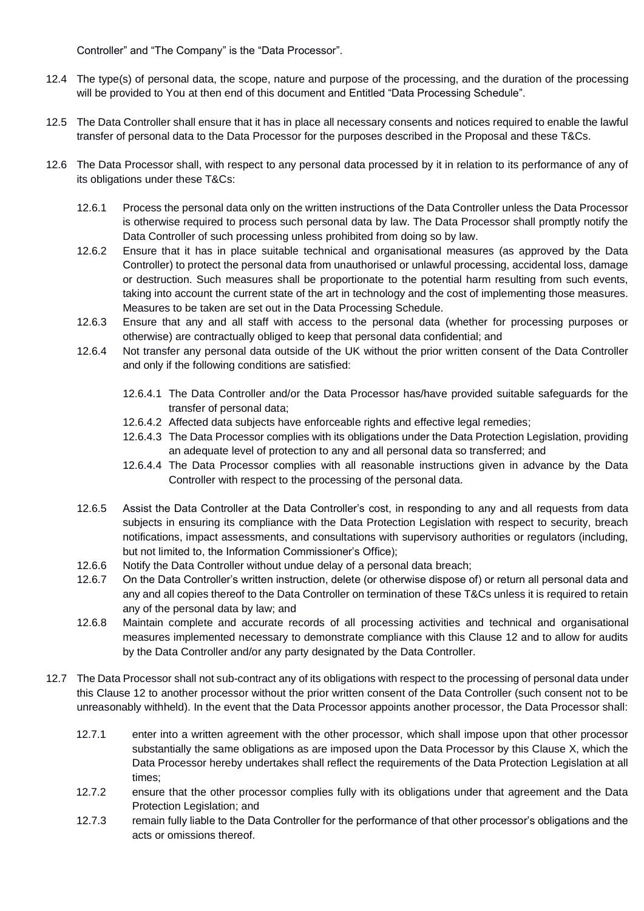Controller" and "The Company" is the "Data Processor".

12.4 The type(s) of personal data, the scope, nature and purpose of the processing, and the duration of the processing will be provided to You at then end of this document and Entitled "Data Processing Schedule".

12.5 The Data Controller shall ensure that it has in place all necessary consents and notices required to enable the lawful transfer of personal data to the Data Processor for the purposes described in the Proposal and these T&Cs.

12.6 The Data Processor shall, with respect to any personal data processed by it in relation to its performance of any of its obligations under these T&Cs:

- 12.6.1 Process the personal data only on the written instructions of the Data Controller unless the Data Processor is otherwise required to process such personal data by law. The Data Processor shall promptly notify the Data Controller of such processing unless prohibited from doing so by law.
- 12.6.2 Ensure that it has in place suitable technical and organisational measures (as approved by the Data Controller) to protect the personal data from unauthorised or unlawful processing, accidental loss, damage or destruction. Such measures shall be proportionate to the potential harm resulting from such events, taking into account the current state of the art in technology and the cost of implementing those measures. Measures to be taken are set out in the Data Processing Schedule.
- 12.6.3 Ensure that any and all staff with access to the personal data (whether for processing purposes or otherwise) are contractually obliged to keep that personal data confidential; and
- 12.6.4 Not transfer any personal data outside of the UK without the prior written consent of the Data Controller and only if the following conditions are satisfied:
  - 12.6.4.1 The Data Controller and/or the Data Processor has/have provided suitable safeguards for the transfer of personal data;
  - 12.6.4.2 Affected data subjects have enforceable rights and effective legal remedies;
  - 12.6.4.3 The Data Processor complies with its obligations under the Data Protection Legislation, providing an adequate level of protection to any and all personal data so transferred; and
  - 12.6.4.4 The Data Processor complies with all reasonable instructions given in advance by the Data Controller with respect to the processing of the personal data.
- 12.6.5 Assist the Data Controller at the Data Controller's cost, in responding to any and all requests from data subjects in ensuring its compliance with the Data Protection Legislation with respect to security, breach notifications, impact assessments, and consultations with supervisory authorities or regulators (including, but not limited to, the Information Commissioner's Office);
- 12.6.6 Notify the Data Controller without undue delay of a personal data breach;
- 12.6.7 On the Data Controller's written instruction, delete (or otherwise dispose of) or return all personal data and any and all copies thereof to the Data Controller on termination of these T&Cs unless it is required to retain any of the personal data by law; and
- 12.6.8 Maintain complete and accurate records of all processing activities and technical and organisational measures implemented necessary to demonstrate compliance with this Clause 12 and to allow for audits by the Data Controller and/or any party designated by the Data Controller.

12.7 The Data Processor shall not sub-contract any of its obligations with respect to the processing of personal data under this Clause 12 to another processor without the prior written consent of the Data Controller (such consent not to be unreasonably withheld). In the event that the Data Processor appoints another processor, the Data Processor shall:

- 12.7.1 enter into a written agreement with the other processor, which shall impose upon that other processor substantially the same obligations as are imposed upon the Data Processor by this Clause X, which the Data Processor hereby undertakes shall reflect the requirements of the Data Protection Legislation at all times;
- 12.7.2 ensure that the other processor complies fully with its obligations under that agreement and the Data Protection Legislation; and
- 12.7.3 remain fully liable to the Data Controller for the performance of that other processor's obligations and the acts or omissions thereof.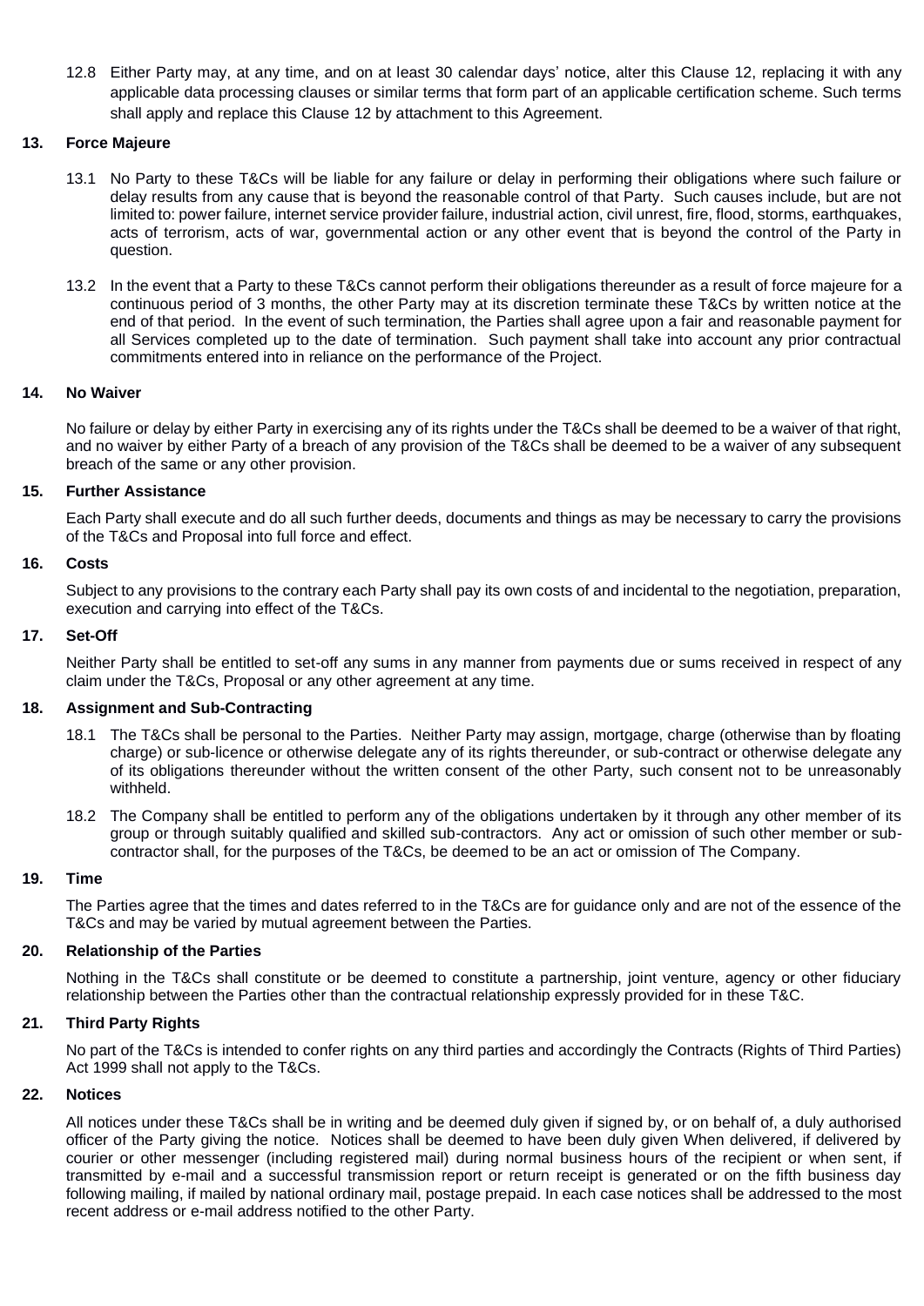12.8 Either Party may, at any time, and on at least 30 calendar days' notice, alter this Clause 12, replacing it with any applicable data processing clauses or similar terms that form part of an applicable certification scheme. Such terms shall apply and replace this Clause 12 by attachment to this Agreement.

## 13. Force Majeure

13.1 No Party to these T&Cs will be liable for any failure or delay in performing their obligations where such failure or delay results from any cause that is beyond the reasonable control of that Party. Such causes include, but are not limited to: power failure, internet service provider failure, industrial action, civil unrest, fire, flood, storms, earthquakes, acts of terrorism, acts of war, governmental action or any other event that is beyond the control of the Party in question.

13.2 In the event that a Party to these T&Cs cannot perform their obligations thereunder as a result of force majeure for a continuous period of 3 months, the other Party may at its discretion terminate these T&Cs by written notice at the end of that period. In the event of such termination, the Parties shall agree upon a fair and reasonable payment for all Services completed up to the date of termination. Such payment shall take into account any prior contractual commitments entered into in reliance on the performance of the Project.

## 14. No Waiver

No failure or delay by either Party in exercising any of its rights under the T&Cs shall be deemed to be a waiver of that right, and no waiver by either Party of a breach of any provision of the T&Cs shall be deemed to be a waiver of any subsequent breach of the same or any other provision.

## 15. Further Assistance

Each Party shall execute and do all such further deeds, documents and things as may be necessary to carry the provisions of the T&Cs and Proposal into full force and effect.

## 16. Costs

Subject to any provisions to the contrary each Party shall pay its own costs of and incidental to the negotiation, preparation, execution and carrying into effect of the T&Cs.

## 17. Set-Off

Neither Party shall be entitled to set-off any sums in any manner from payments due or sums received in respect of any claim under the T&Cs, Proposal or any other agreement at any time.

## 18. Assignment and Sub-Contracting

18.1 The T&Cs shall be personal to the Parties. Neither Party may assign, mortgage, charge (otherwise than by floating charge) or sub-licence or otherwise delegate any of its rights thereunder, or sub-contract or otherwise delegate any of its obligations thereunder without the written consent of the other Party, such consent not to be unreasonably withheld.

18.2 The Company shall be entitled to perform any of the obligations undertaken by it through any other member of its group or through suitably qualified and skilled sub-contractors. Any act or omission of such other member or sub-contractor shall, for the purposes of the T&Cs, be deemed to be an act or omission of The Company.

## 19. Time

The Parties agree that the times and dates referred to in the T&Cs are for guidance only and are not of the essence of the T&Cs and may be varied by mutual agreement between the Parties.

## 20. Relationship of the Parties

Nothing in the T&Cs shall constitute or be deemed to constitute a partnership, joint venture, agency or other fiduciary relationship between the Parties other than the contractual relationship expressly provided for in these T&C.

## 21. Third Party Rights

No part of the T&Cs is intended to confer rights on any third parties and accordingly the Contracts (Rights of Third Parties) Act 1999 shall not apply to the T&Cs.

## 22. Notices

All notices under these T&Cs shall be in writing and be deemed duly given if signed by, or on behalf of, a duly authorised officer of the Party giving the notice. Notices shall be deemed to have been duly given When delivered, if delivered by courier or other messenger (including registered mail) during normal business hours of the recipient or when sent, if transmitted by e-mail and a successful transmission report or return receipt is generated or on the fifth business day following mailing, if mailed by national ordinary mail, postage prepaid. In each case notices shall be addressed to the most recent address or e-mail address notified to the other Party.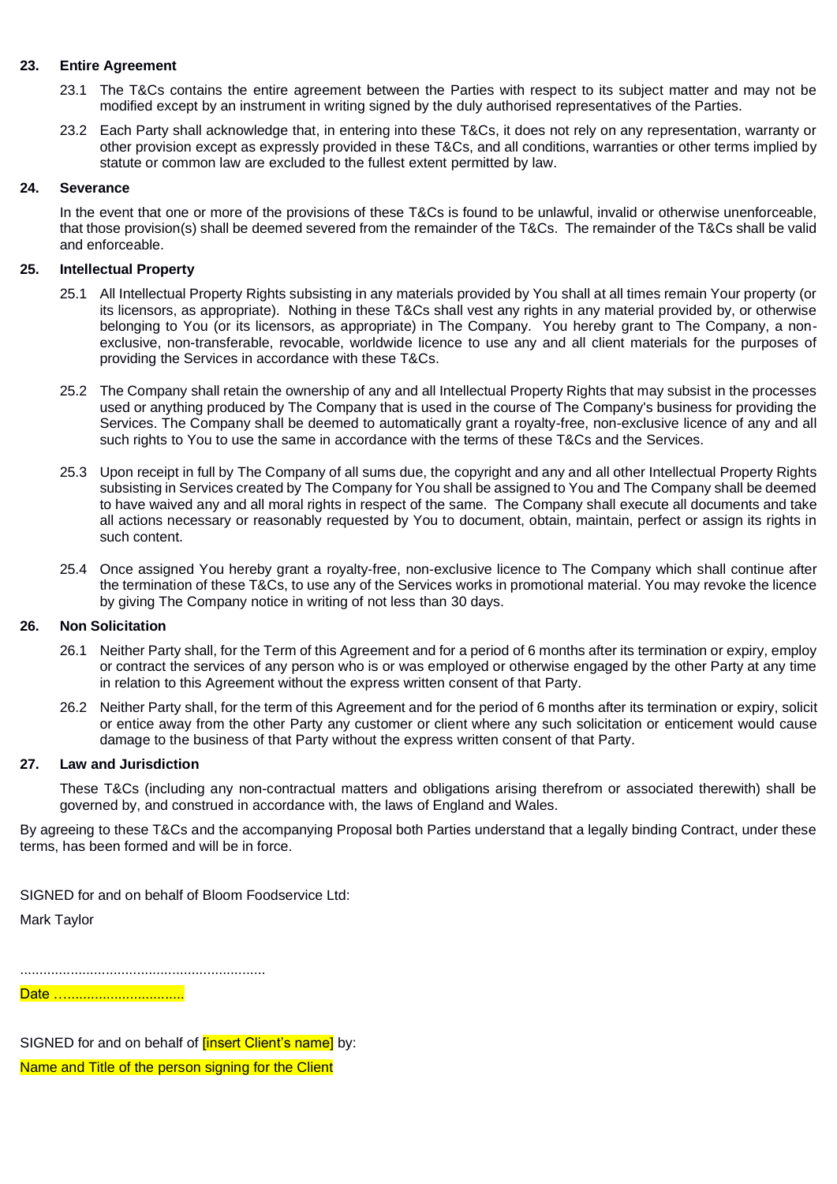## 23. Entire Agreement

23.1 The T&Cs contains the entire agreement between the Parties with respect to its subject matter and may not be modified except by an instrument in writing signed by the duly authorised representatives of the Parties.

23.2 Each Party shall acknowledge that, in entering into these T&Cs, it does not rely on any representation, warranty or other provision except as expressly provided in these T&Cs, and all conditions, warranties or other terms implied by statute or common law are excluded to the fullest extent permitted by law.

## 24. Severance

In the event that one or more of the provisions of these T&Cs is found to be unlawful, invalid or otherwise unenforceable, that those provision(s) shall be deemed severed from the remainder of the T&Cs. The remainder of the T&Cs shall be valid and enforceable.

## 25. Intellectual Property

25.1 All Intellectual Property Rights subsisting in any materials provided by You shall at all times remain Your property (or its licensors, as appropriate). Nothing in these T&Cs shall vest any rights in any material provided by, or otherwise belonging to You (or its licensors, as appropriate) in The Company. You hereby grant to The Company, a non-exclusive, non-transferable, revocable, worldwide licence to use any and all client materials for the purposes of providing the Services in accordance with these T&Cs.

25.2 The Company shall retain the ownership of any and all Intellectual Property Rights that may subsist in the processes used or anything produced by The Company that is used in the course of The Company's business for providing the Services. The Company shall be deemed to automatically grant a royalty-free, non-exclusive licence of any and all such rights to You to use the same in accordance with the terms of these T&Cs and the Services.

25.3 Upon receipt in full by The Company of all sums due, the copyright and any and all other Intellectual Property Rights subsisting in Services created by The Company for You shall be assigned to You and The Company shall be deemed to have waived any and all moral rights in respect of the same. The Company shall execute all documents and take all actions necessary or reasonably requested by You to document, obtain, maintain, perfect or assign its rights in such content.

25.4 Once assigned You hereby grant a royalty-free, non-exclusive licence to The Company which shall continue after the termination of these T&Cs, to use any of the Services works in promotional material. You may revoke the licence by giving The Company notice in writing of not less than 30 days.

## 26. Non Solicitation

26.1 Neither Party shall, for the Term of this Agreement and for a period of 6 months after its termination or expiry, employ or contract the services of any person who is or was employed or otherwise engaged by the other Party at any time in relation to this Agreement without the express written consent of that Party.

26.2 Neither Party shall, for the term of this Agreement and for the period of 6 months after its termination or expiry, solicit or entice away from the other Party any customer or client where any such solicitation or enticement would cause damage to the business of that Party without the express written consent of that Party.

## 27. Law and Jurisdiction

These T&Cs (including any non-contractual matters and obligations arising therefrom or associated therewith) shall be governed by, and construed in accordance with, the laws of England and Wales.

By agreeing to these T&Cs and the accompanying Proposal both Parties understand that a legally binding Contract, under these terms, has been formed and will be in force.

SIGNED for and on behalf of Bloom Foodservice Ltd:

Mark Taylor

...............................................................

Date …..............................

SIGNED for and on behalf of [insert Client's name] by:

Name and Title of the person signing for the Client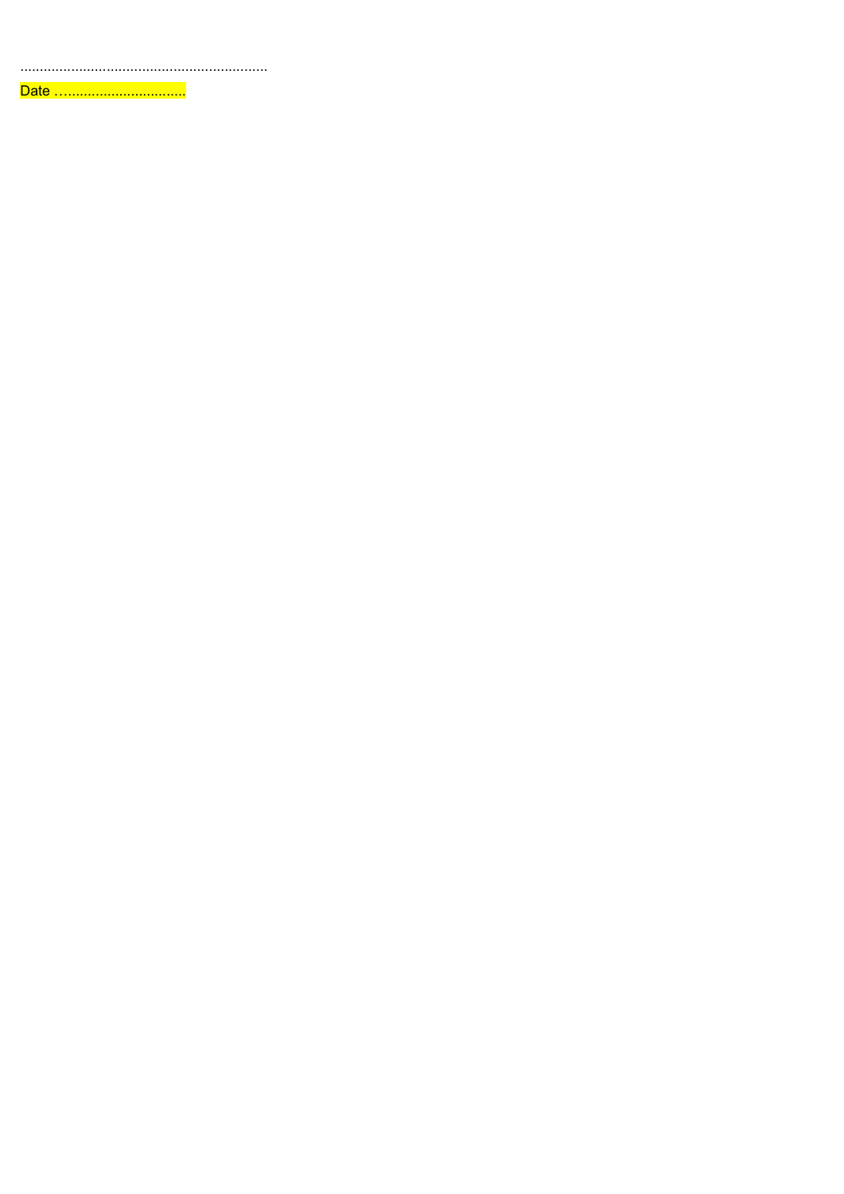..................................................................

Date …...............................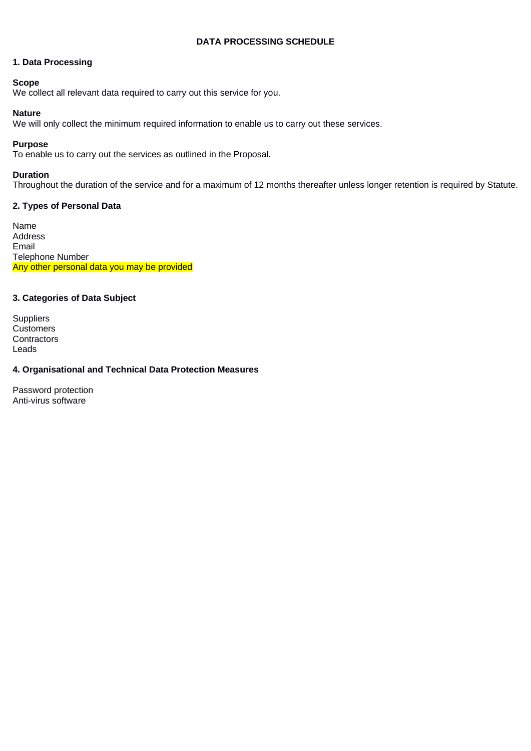**DATA PROCESSING SCHEDULE**

## 1. Data Processing

**Scope**
We collect all relevant data required to carry out this service for you.

**Nature**
We will only collect the minimum required information to enable us to carry out these services.

**Purpose**
To enable us to carry out the services as outlined in the Proposal.

**Duration**
Throughout the duration of the service and for a maximum of 12 months thereafter unless longer retention is required by Statute.

## 2. Types of Personal Data

Name
Address
Email
Telephone Number
Any other personal data you may be provided

## 3. Categories of Data Subject

Suppliers
Customers
Contractors
Leads

## 4. Organisational and Technical Data Protection Measures

Password protection
Anti-virus software